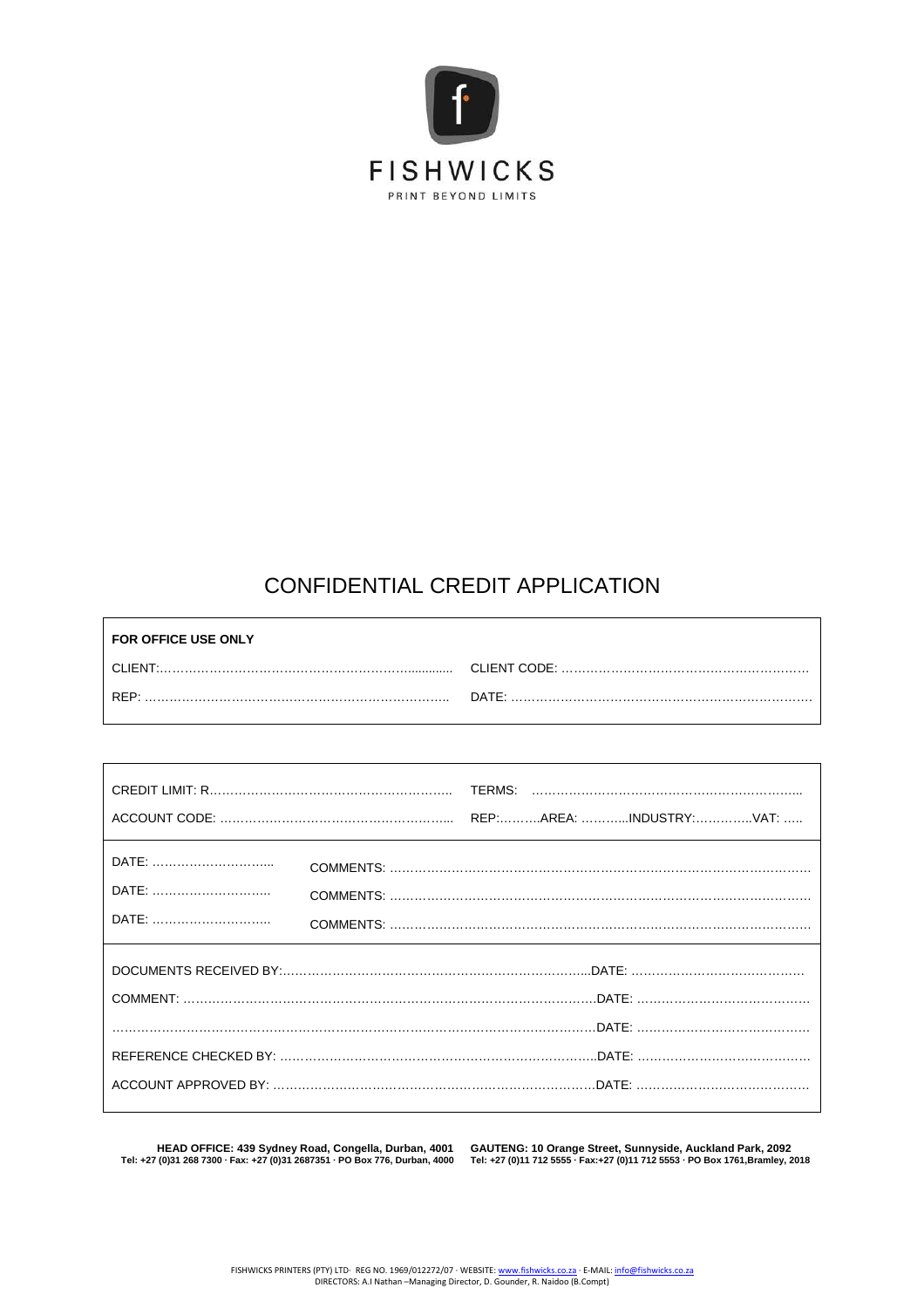FISHWICKS

PRINT BEYOND LIMITS

# CONFIDENTIAL CREDIT APPLICATION

**FOR OFFICE USE ONLY**

| | |
|---|---|
| CLIENT:……………………………………………………………............ | CLIENT CODE: …………………………………………………… |
| REP: ………………………………………………………………… | DATE: ………………………………………………………………… |

| | |
|---|---|
| CREDIT LIMIT: R………………………………………………… | TERMS: ………………………………………………………... |
| ACCOUNT CODE: ……………………………………………….. | REP:……….AREA: ………..INDUSTRY:…………..VAT: ….. |
| DATE: ………………………... | COMMENTS: ………………………………………………………………………………………… |
| DATE: ……………………….. | COMMENTS: ………………………………………………………………………………………… |
| DATE: ……………………….. | COMMENTS: ………………………………………………………………………………………… |

DOCUMENTS RECEIVED BY:…………………………………………………………………...DATE: ……………………………………

COMMENT: ………………………………………………………………………………………DATE: ……………………………………

…………………………………………………………………………………………………………DATE: ……………………………………

REFERENCE CHECKED BY: ……………………………………………………………………..DATE: ……………………………………

ACCOUNT APPROVED BY: ……………………………………………………………………DATE: ……………………………………

**HEAD OFFICE: 439 Sydney Road, Congella, Durban, 4001**
**Tel: +27 (0)31 268 7300 · Fax: +27 (0)31 2687351 · PO Box 776, Durban, 4000**

**GAUTENG: 10 Orange Street, Sunnyside, Auckland Park, 2092**
**Tel: +27 (0)11 712 5555 · Fax:+27 (0)11 712 5553 · PO Box 1761,Bramley, 2018**

FISHWICKS PRINTERS (PTY) LTD· REG NO. 1969/012272/07 · WEBSITE: www.fishwicks.co.za · E-MAIL: info@fishwicks.co.za
DIRECTORS: A.I Nathan –Managing Director, D. Gounder, R. Naidoo (B.Compt)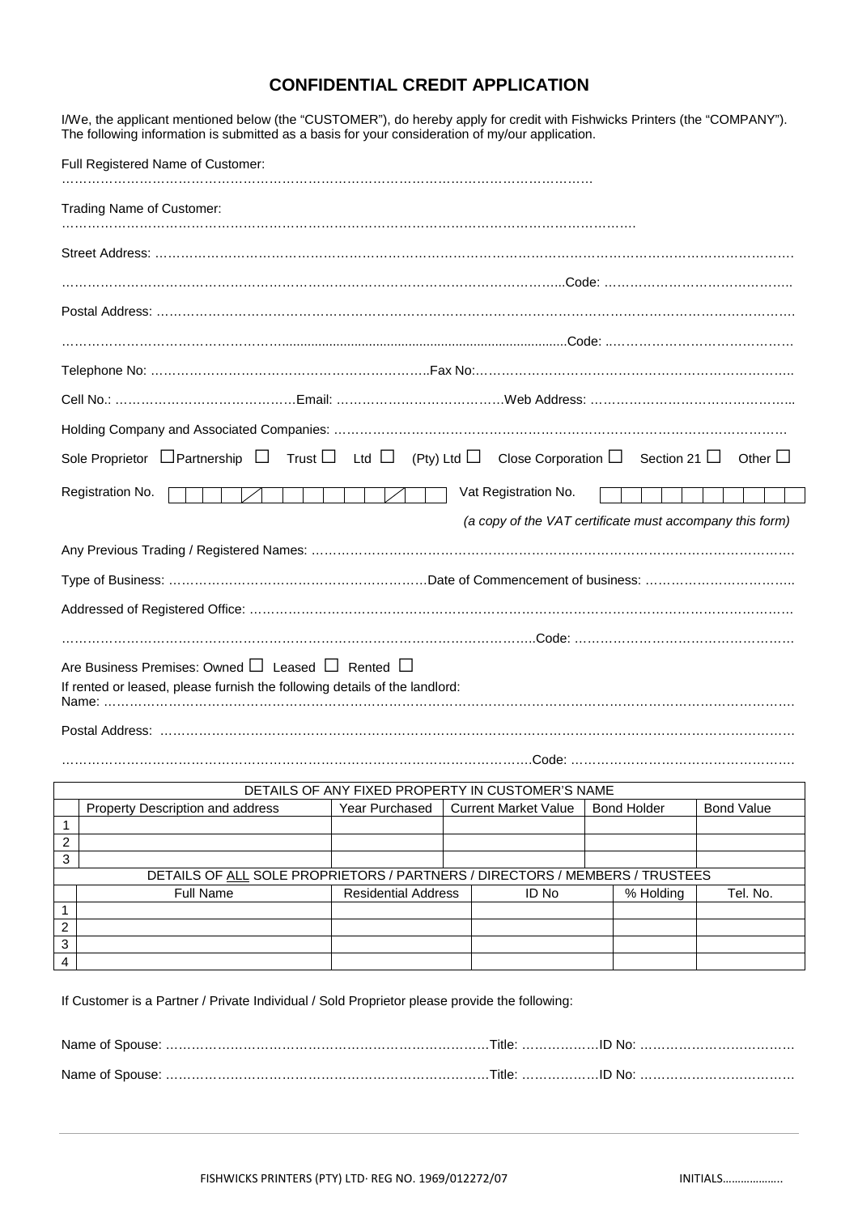# CONFIDENTIAL CREDIT APPLICATION

I/We, the applicant mentioned below (the "CUSTOMER"), do hereby apply for credit with Fishwicks Printers (the "COMPANY"). The following information is submitted as a basis for your consideration of my/our application.

Full Registered Name of Customer:
……………………………………………………………………………………………………………

Trading Name of Customer:
……………………………………………………………………………………………………………

Street Address: ……………………………………………………………………………………………………………………………

……………………………………………………………………………………………………….Code: ……………………………………..

Postal Address: ……………………………………………………………………………………………………………………………

……………………………………………………………………………………………………….Code: ……………………………………..

Telephone No: ………………………………………………………..Fax No:…………………………………………………………………..

Cell No.: ……………………………………Email: …………………………………Web Address: ………………………………………..

Holding Company and Associated Companies: ………………………………………………………………………………………

Sole Proprietor ☐ Partnership ☐ Trust ☐ Ltd ☐ (Pty) Ltd ☐ Close Corporation ☐ Section 21 ☐ Other ☐

Registration No. ☐☐☐☐/☐☐☐☐☐☐☐/☐☐ Vat Registration No. ☐☐☐☐☐☐☐☐☐☐

*(a copy of the VAT certificate must accompany this form)*

Any Previous Trading / Registered Names: ……………………………………………………………………………………………

Type of Business: ……………………………………………………Date of Commencement of business: ……………………………..

Addressed of Registered Office: ……………………………………………………………………………………………………………

……………………………………………………………………………………………………….Code: ……………………………………..

Are Business Premises: Owned ☐ Leased ☐ Rented ☐

If rented or leased, please furnish the following details of the landlord:
Name: ……………………………………………………………………………………………………………………………………

Postal Address: ……………………………………………………………………………………………………………………………

……………………………………………………………………………………………………….Code: ……………………………………..

| DETAILS OF ANY FIXED PROPERTY IN CUSTOMER'S NAME | | | | | |
|---|---|---|---|---|---|
| | Property Description and address | Year Purchased | Current Market Value | Bond Holder | Bond Value |
| 1 | | | | | |
| 2 | | | | | |
| 3 | | | | | |

| DETAILS OF ALL SOLE PROPRIETORS / PARTNERS / DIRECTORS / MEMBERS / TRUSTEES | | | | | |
|---|---|---|---|---|---|
| | Full Name | Residential Address | ID No | % Holding | Tel. No. |
| 1 | | | | | |
| 2 | | | | | |
| 3 | | | | | |
| 4 | | | | | |

If Customer is a Partner / Private Individual / Sold Proprietor please provide the following:

Name of Spouse: …………………………………………………………………Title: ………………ID No: ………………………………

Name of Spouse: …………………………………………………………………Title: ………………ID No: ………………………………

FISHWICKS PRINTERS (PTY) LTD· REG NO. 1969/012272/07 INITIALS……………….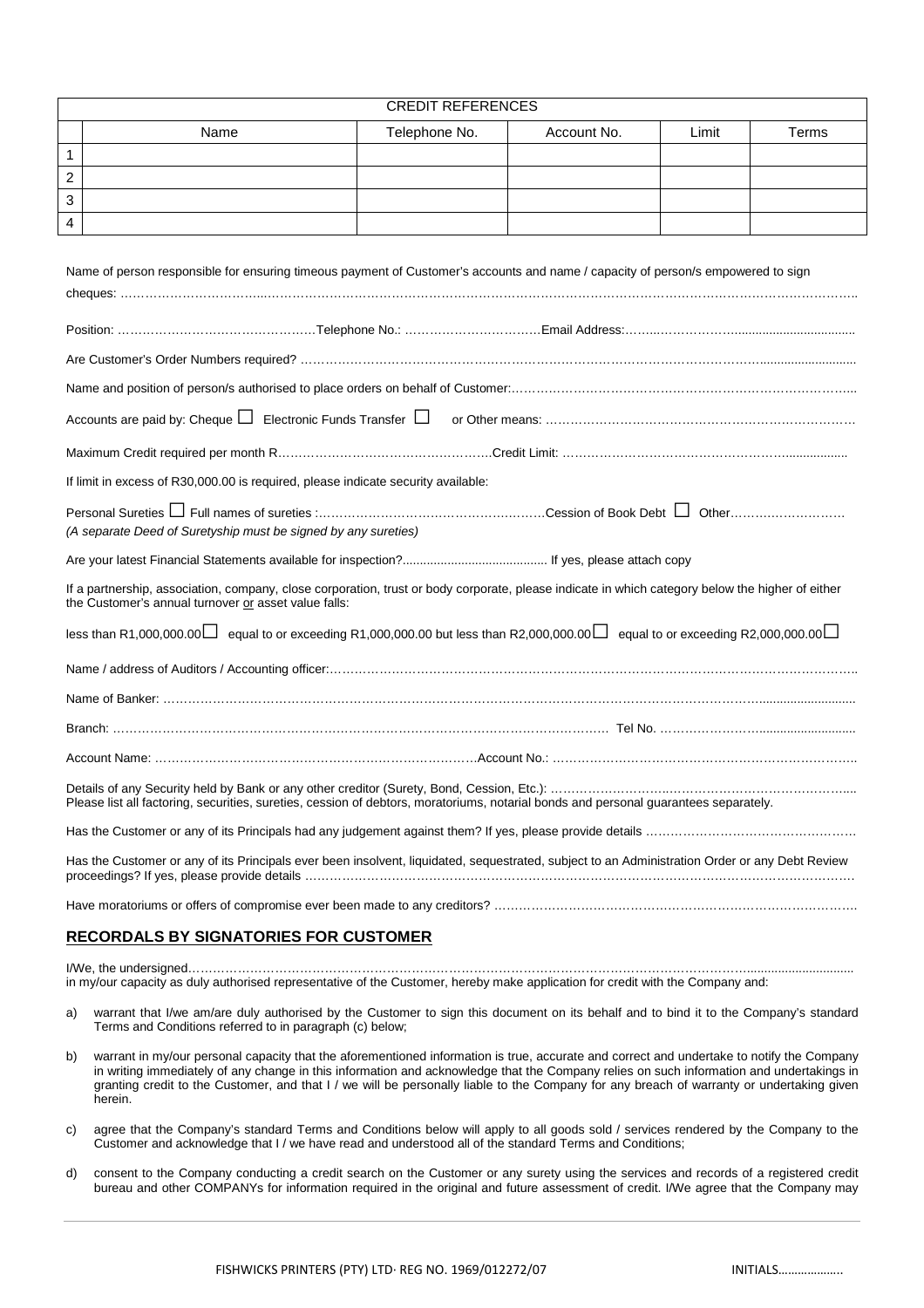| CREDIT REFERENCES | | | | | |
|---|---|---|---|---|---|
| | Name | Telephone No. | Account No. | Limit | Terms |
| 1 | | | | | |
| 2 | | | | | |
| 3 | | | | | |
| 4 | | | | | |

Name of person responsible for ensuring timeous payment of Customer's accounts and name / capacity of person/s empowered to sign cheques: ……………………………………………………………………………………………………………………………………………………

Position: …………………………………………Telephone No.: ……………………………Email Address:……………………………………………

Are Customer's Order Numbers required? ……………………………………………………………………………………………………………………

Name and position of person/s authorised to place orders on behalf of Customer:…………………………………………………………………………

Accounts are paid by: Cheque ☐ Electronic Funds Transfer ☐ or Other means: ………………………………………………………………

Maximum Credit required per month R……………………………………………..Credit Limit: ……………………………………………………

If limit in excess of R30,000.00 is required, please indicate security available:

Personal Sureties ☐ Full names of sureties :………………………………………………Cession of Book Debt ☐ Other………………………

*(A separate Deed of Suretyship must be signed by any sureties)*

Are your latest Financial Statements available for inspection?......................................... If yes, please attach copy

If a partnership, association, company, close corporation, trust or body corporate, please indicate in which category below the higher of either the Customer's annual turnover <u>or</u> asset value falls:

less than R1,000,000.00☐ equal to or exceeding R1,000,000.00 but less than R2,000,000.00☐ equal to or exceeding R2,000,000.00☐

Name / address of Auditors / Accounting officer:……………………………………………………………………………………………………………

Name of Banker: ……………………………………………………………………………………………………………………………………………

Branch: …………………………………………………………………………………………………… Tel No. ………………………………………

Account Name: ……………………………………………………………………Account No.: ………………………………………………………………

Details of any Security held by Bank or any other creditor (Surety, Bond, Cession, Etc.): ……………………………………………………………
Please list all factoring, securities, sureties, cession of debtors, moratoriums, notarial bonds and personal guarantees separately.

Has the Customer or any of its Principals had any judgement against them? If yes, please provide details …………………………………………

Has the Customer or any of its Principals ever been insolvent, liquidated, sequestrated, subject to an Administration Order or any Debt Review proceedings? If yes, please provide details ……………………………………………………………………………………………………………

Have moratoriums or offers of compromise ever been made to any creditors? ………………………………………………………………………

## RECORDALS BY SIGNATORIES FOR CUSTOMER

I/We, the undersigned……………………………………………………………………………………………………………………………………
in my/our capacity as duly authorised representative of the Customer, hereby make application for credit with the Company and:

a) warrant that I/we am/are duly authorised by the Customer to sign this document on its behalf and to bind it to the Company's standard Terms and Conditions referred to in paragraph (c) below;

b) warrant in my/our personal capacity that the aforementioned information is true, accurate and correct and undertake to notify the Company in writing immediately of any change in this information and acknowledge that the Company relies on such information and undertakings in granting credit to the Customer, and that I / we will be personally liable to the Company for any breach of warranty or undertaking given herein.

c) agree that the Company's standard Terms and Conditions below will apply to all goods sold / services rendered by the Company to the Customer and acknowledge that I / we have read and understood all of the standard Terms and Conditions;

d) consent to the Company conducting a credit search on the Customer or any surety using the services and records of a registered credit bureau and other COMPANYs for information required in the original and future assessment of credit. I/We agree that the Company may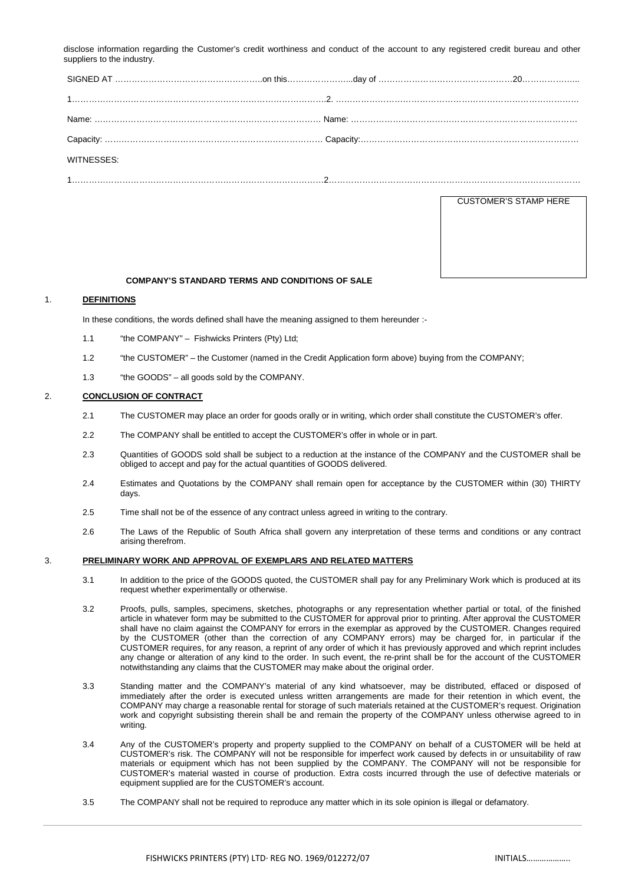disclose information regarding the Customer's credit worthiness and conduct of the account to any registered credit bureau and other suppliers to the industry.

SIGNED AT ……………………………………………..on this…………………...day of ………………………………………20………………..

1…………………………………………………………………………….2. …………………………………………………………………………

Name: ………………………………………………………………………. Name: ………………………………………………………………………

Capacity: …………………………………………………………………… Capacity:……………………………………………………………………

WITNESSES:

1…………………………………………………………………………….2…………………………………………………………………………….

CUSTOMER'S STAMP HERE

**COMPANY'S STANDARD TERMS AND CONDITIONS OF SALE**

1. **DEFINITIONS**

In these conditions, the words defined shall have the meaning assigned to them hereunder :-

1.1 "the COMPANY" – Fishwicks Printers (Pty) Ltd;

1.2 "the CUSTOMER" – the Customer (named in the Credit Application form above) buying from the COMPANY;

1.3 "the GOODS" – all goods sold by the COMPANY.

2. **CONCLUSION OF CONTRACT**

2.1 The CUSTOMER may place an order for goods orally or in writing, which order shall constitute the CUSTOMER's offer.

2.2 The COMPANY shall be entitled to accept the CUSTOMER's offer in whole or in part.

2.3 Quantities of GOODS sold shall be subject to a reduction at the instance of the COMPANY and the CUSTOMER shall be obliged to accept and pay for the actual quantities of GOODS delivered.

2.4 Estimates and Quotations by the COMPANY shall remain open for acceptance by the CUSTOMER within (30) THIRTY days.

2.5 Time shall not be of the essence of any contract unless agreed in writing to the contrary.

2.6 The Laws of the Republic of South Africa shall govern any interpretation of these terms and conditions or any contract arising therefrom.

3. **PRELIMINARY WORK AND APPROVAL OF EXEMPLARS AND RELATED MATTERS**

3.1 In addition to the price of the GOODS quoted, the CUSTOMER shall pay for any Preliminary Work which is produced at its request whether experimentally or otherwise.

3.2 Proofs, pulls, samples, specimens, sketches, photographs or any representation whether partial or total, of the finished article in whatever form may be submitted to the CUSTOMER for approval prior to printing. After approval the CUSTOMER shall have no claim against the COMPANY for errors in the exemplar as approved by the CUSTOMER. Changes required by the CUSTOMER (other than the correction of any COMPANY errors) may be charged for, in particular if the CUSTOMER requires, for any reason, a reprint of any order of which it has previously approved and which reprint includes any change or alteration of any kind to the order. In such event, the re-print shall be for the account of the CUSTOMER notwithstanding any claims that the CUSTOMER may make about the original order.

3.3 Standing matter and the COMPANY's material of any kind whatsoever, may be distributed, effaced or disposed of immediately after the order is executed unless written arrangements are made for their retention in which event, the COMPANY may charge a reasonable rental for storage of such materials retained at the CUSTOMER's request. Origination work and copyright subsisting therein shall be and remain the property of the COMPANY unless otherwise agreed to in writing.

3.4 Any of the CUSTOMER's property and property supplied to the COMPANY on behalf of a CUSTOMER will be held at CUSTOMER's risk. The COMPANY will not be responsible for imperfect work caused by defects in or unsuitability of raw materials or equipment which has not been supplied by the COMPANY. The COMPANY will not be responsible for CUSTOMER's material wasted in course of production. Extra costs incurred through the use of defective materials or equipment supplied are for the CUSTOMER's account.

3.5 The COMPANY shall not be required to reproduce any matter which in its sole opinion is illegal or defamatory.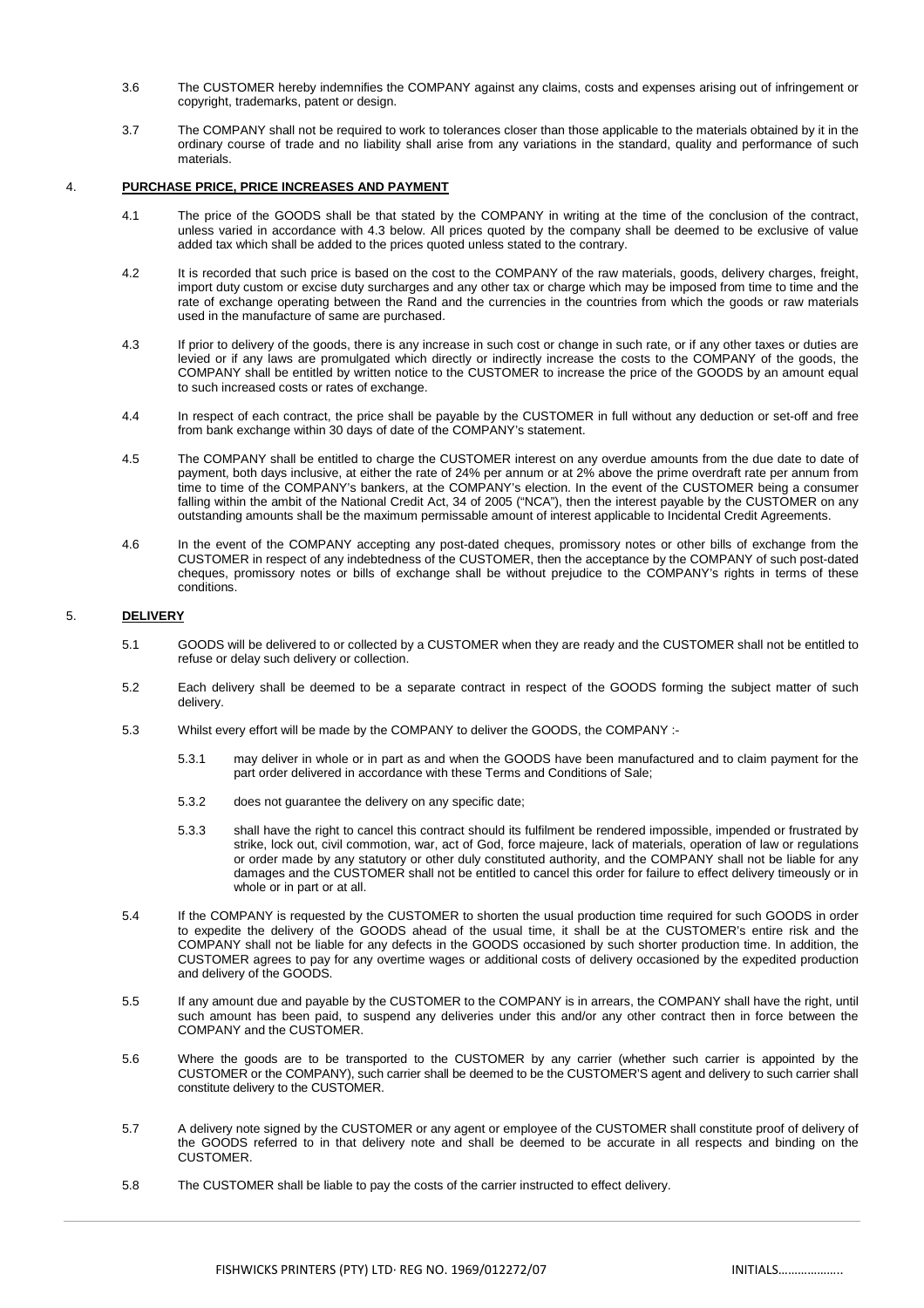3.6 The CUSTOMER hereby indemnifies the COMPANY against any claims, costs and expenses arising out of infringement or copyright, trademarks, patent or design.

3.7 The COMPANY shall not be required to work to tolerances closer than those applicable to the materials obtained by it in the ordinary course of trade and no liability shall arise from any variations in the standard, quality and performance of such materials.

## 4. **PURCHASE PRICE, PRICE INCREASES AND PAYMENT**

4.1 The price of the GOODS shall be that stated by the COMPANY in writing at the time of the conclusion of the contract, unless varied in accordance with 4.3 below. All prices quoted by the company shall be deemed to be exclusive of value added tax which shall be added to the prices quoted unless stated to the contrary.

4.2 It is recorded that such price is based on the cost to the COMPANY of the raw materials, goods, delivery charges, freight, import duty custom or excise duty surcharges and any other tax or charge which may be imposed from time to time and the rate of exchange operating between the Rand and the currencies in the countries from which the goods or raw materials used in the manufacture of same are purchased.

4.3 If prior to delivery of the goods, there is any increase in such cost or change in such rate, or if any other taxes or duties are levied or if any laws are promulgated which directly or indirectly increase the costs to the COMPANY of the goods, the COMPANY shall be entitled by written notice to the CUSTOMER to increase the price of the GOODS by an amount equal to such increased costs or rates of exchange.

4.4 In respect of each contract, the price shall be payable by the CUSTOMER in full without any deduction or set-off and free from bank exchange within 30 days of date of the COMPANY's statement.

4.5 The COMPANY shall be entitled to charge the CUSTOMER interest on any overdue amounts from the due date to date of payment, both days inclusive, at either the rate of 24% per annum or at 2% above the prime overdraft rate per annum from time to time of the COMPANY's bankers, at the COMPANY's election. In the event of the CUSTOMER being a consumer falling within the ambit of the National Credit Act, 34 of 2005 ("NCA"), then the interest payable by the CUSTOMER on any outstanding amounts shall be the maximum permissable amount of interest applicable to Incidental Credit Agreements.

4.6 In the event of the COMPANY accepting any post-dated cheques, promissory notes or other bills of exchange from the CUSTOMER in respect of any indebtedness of the CUSTOMER, then the acceptance by the COMPANY of such post-dated cheques, promissory notes or bills of exchange shall be without prejudice to the COMPANY's rights in terms of these conditions.

## 5. **DELIVERY**

5.1 GOODS will be delivered to or collected by a CUSTOMER when they are ready and the CUSTOMER shall not be entitled to refuse or delay such delivery or collection.

5.2 Each delivery shall be deemed to be a separate contract in respect of the GOODS forming the subject matter of such delivery.

5.3 Whilst every effort will be made by the COMPANY to deliver the GOODS, the COMPANY :-

5.3.1 may deliver in whole or in part as and when the GOODS have been manufactured and to claim payment for the part order delivered in accordance with these Terms and Conditions of Sale;

5.3.2 does not guarantee the delivery on any specific date;

5.3.3 shall have the right to cancel this contract should its fulfilment be rendered impossible, impended or frustrated by strike, lock out, civil commotion, war, act of God, force majeure, lack of materials, operation of law or regulations or order made by any statutory or other duly constituted authority, and the COMPANY shall not be liable for any damages and the CUSTOMER shall not be entitled to cancel this order for failure to effect delivery timeously or in whole or in part or at all.

5.4 If the COMPANY is requested by the CUSTOMER to shorten the usual production time required for such GOODS in order to expedite the delivery of the GOODS ahead of the usual time, it shall be at the CUSTOMER's entire risk and the COMPANY shall not be liable for any defects in the GOODS occasioned by such shorter production time. In addition, the CUSTOMER agrees to pay for any overtime wages or additional costs of delivery occasioned by the expedited production and delivery of the GOODS.

5.5 If any amount due and payable by the CUSTOMER to the COMPANY is in arrears, the COMPANY shall have the right, until such amount has been paid, to suspend any deliveries under this and/or any other contract then in force between the COMPANY and the CUSTOMER.

5.6 Where the goods are to be transported to the CUSTOMER by any carrier (whether such carrier is appointed by the CUSTOMER or the COMPANY), such carrier shall be deemed to be the CUSTOMER'S agent and delivery to such carrier shall constitute delivery to the CUSTOMER.

5.7 A delivery note signed by the CUSTOMER or any agent or employee of the CUSTOMER shall constitute proof of delivery of the GOODS referred to in that delivery note and shall be deemed to be accurate in all respects and binding on the CUSTOMER.

5.8 The CUSTOMER shall be liable to pay the costs of the carrier instructed to effect delivery.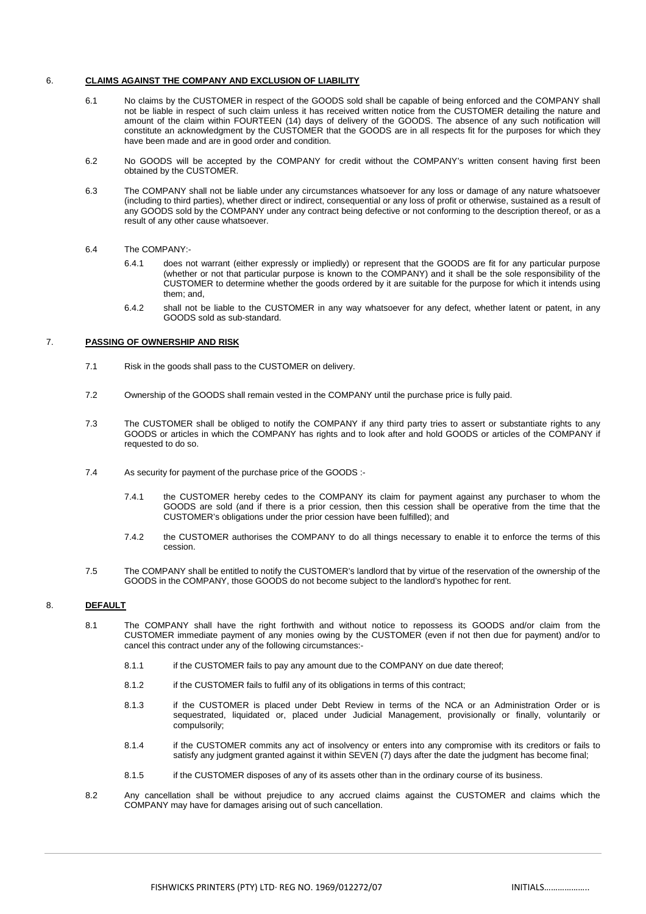## 6. CLAIMS AGAINST THE COMPANY AND EXCLUSION OF LIABILITY

6.1 No claims by the CUSTOMER in respect of the GOODS sold shall be capable of being enforced and the COMPANY shall not be liable in respect of such claim unless it has received written notice from the CUSTOMER detailing the nature and amount of the claim within FOURTEEN (14) days of delivery of the GOODS. The absence of any such notification will constitute an acknowledgment by the CUSTOMER that the GOODS are in all respects fit for the purposes for which they have been made and are in good order and condition.

6.2 No GOODS will be accepted by the COMPANY for credit without the COMPANY's written consent having first been obtained by the CUSTOMER.

6.3 The COMPANY shall not be liable under any circumstances whatsoever for any loss or damage of any nature whatsoever (including to third parties), whether direct or indirect, consequential or any loss of profit or otherwise, sustained as a result of any GOODS sold by the COMPANY under any contract being defective or not conforming to the description thereof, or as a result of any other cause whatsoever.

6.4 The COMPANY:-

6.4.1 does not warrant (either expressly or impliedly) or represent that the GOODS are fit for any particular purpose (whether or not that particular purpose is known to the COMPANY) and it shall be the sole responsibility of the CUSTOMER to determine whether the goods ordered by it are suitable for the purpose for which it intends using them; and,

6.4.2 shall not be liable to the CUSTOMER in any way whatsoever for any defect, whether latent or patent, in any GOODS sold as sub-standard.

## 7. PASSING OF OWNERSHIP AND RISK

7.1 Risk in the goods shall pass to the CUSTOMER on delivery.

7.2 Ownership of the GOODS shall remain vested in the COMPANY until the purchase price is fully paid.

7.3 The CUSTOMER shall be obliged to notify the COMPANY if any third party tries to assert or substantiate rights to any GOODS or articles in which the COMPANY has rights and to look after and hold GOODS or articles of the COMPANY if requested to do so.

7.4 As security for payment of the purchase price of the GOODS :-

7.4.1 the CUSTOMER hereby cedes to the COMPANY its claim for payment against any purchaser to whom the GOODS are sold (and if there is a prior cession, then this cession shall be operative from the time that the CUSTOMER's obligations under the prior cession have been fulfilled); and

7.4.2 the CUSTOMER authorises the COMPANY to do all things necessary to enable it to enforce the terms of this cession.

7.5 The COMPANY shall be entitled to notify the CUSTOMER's landlord that by virtue of the reservation of the ownership of the GOODS in the COMPANY, those GOODS do not become subject to the landlord's hypothec for rent.

## 8. DEFAULT

8.1 The COMPANY shall have the right forthwith and without notice to repossess its GOODS and/or claim from the CUSTOMER immediate payment of any monies owing by the CUSTOMER (even if not then due for payment) and/or to cancel this contract under any of the following circumstances:-

8.1.1 if the CUSTOMER fails to pay any amount due to the COMPANY on due date thereof;

8.1.2 if the CUSTOMER fails to fulfil any of its obligations in terms of this contract;

8.1.3 if the CUSTOMER is placed under Debt Review in terms of the NCA or an Administration Order or is sequestrated, liquidated or, placed under Judicial Management, provisionally or finally, voluntarily or compulsorily;

8.1.4 if the CUSTOMER commits any act of insolvency or enters into any compromise with its creditors or fails to satisfy any judgment granted against it within SEVEN (7) days after the date the judgment has become final;

8.1.5 if the CUSTOMER disposes of any of its assets other than in the ordinary course of its business.

8.2 Any cancellation shall be without prejudice to any accrued claims against the CUSTOMER and claims which the COMPANY may have for damages arising out of such cancellation.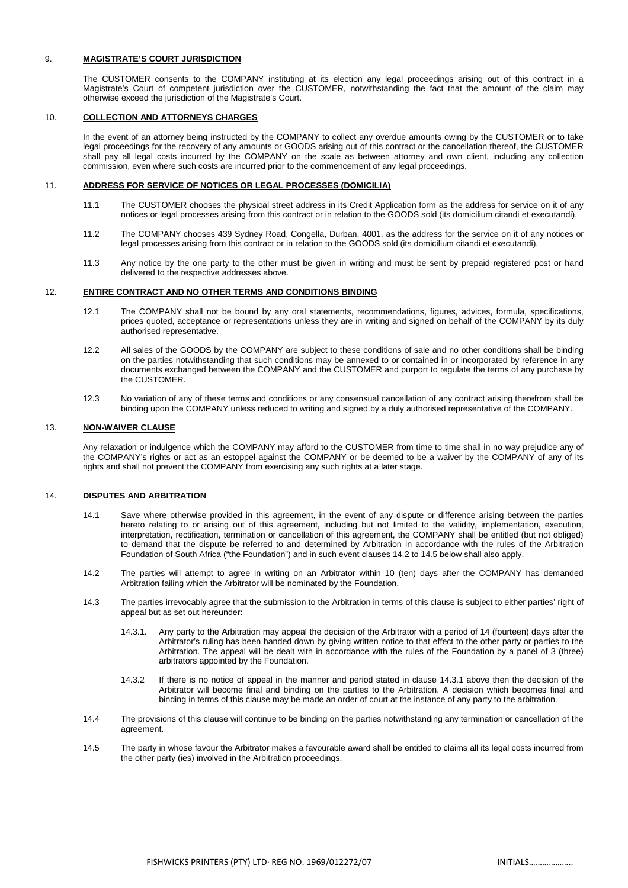## 9. MAGISTRATE'S COURT JURISDICTION

The CUSTOMER consents to the COMPANY instituting at its election any legal proceedings arising out of this contract in a Magistrate's Court of competent jurisdiction over the CUSTOMER, notwithstanding the fact that the amount of the claim may otherwise exceed the jurisdiction of the Magistrate's Court.

## 10. COLLECTION AND ATTORNEYS CHARGES

In the event of an attorney being instructed by the COMPANY to collect any overdue amounts owing by the CUSTOMER or to take legal proceedings for the recovery of any amounts or GOODS arising out of this contract or the cancellation thereof, the CUSTOMER shall pay all legal costs incurred by the COMPANY on the scale as between attorney and own client, including any collection commission, even where such costs are incurred prior to the commencement of any legal proceedings.

## 11. ADDRESS FOR SERVICE OF NOTICES OR LEGAL PROCESSES (DOMICILIA)

11.1 The CUSTOMER chooses the physical street address in its Credit Application form as the address for service on it of any notices or legal processes arising from this contract or in relation to the GOODS sold (its domicilium citandi et executandi).

11.2 The COMPANY chooses 439 Sydney Road, Congella, Durban, 4001, as the address for the service on it of any notices or legal processes arising from this contract or in relation to the GOODS sold (its domicilium citandi et executandi).

11.3 Any notice by the one party to the other must be given in writing and must be sent by prepaid registered post or hand delivered to the respective addresses above.

## 12. ENTIRE CONTRACT AND NO OTHER TERMS AND CONDITIONS BINDING

12.1 The COMPANY shall not be bound by any oral statements, recommendations, figures, advices, formula, specifications, prices quoted, acceptance or representations unless they are in writing and signed on behalf of the COMPANY by its duly authorised representative.

12.2 All sales of the GOODS by the COMPANY are subject to these conditions of sale and no other conditions shall be binding on the parties notwithstanding that such conditions may be annexed to or contained in or incorporated by reference in any documents exchanged between the COMPANY and the CUSTOMER and purport to regulate the terms of any purchase by the CUSTOMER.

12.3 No variation of any of these terms and conditions or any consensual cancellation of any contract arising therefrom shall be binding upon the COMPANY unless reduced to writing and signed by a duly authorised representative of the COMPANY.

## 13. NON-WAIVER CLAUSE

Any relaxation or indulgence which the COMPANY may afford to the CUSTOMER from time to time shall in no way prejudice any of the COMPANY's rights or act as an estoppel against the COMPANY or be deemed to be a waiver by the COMPANY of any of its rights and shall not prevent the COMPANY from exercising any such rights at a later stage.

## 14. DISPUTES AND ARBITRATION

14.1 Save where otherwise provided in this agreement, in the event of any dispute or difference arising between the parties hereto relating to or arising out of this agreement, including but not limited to the validity, implementation, execution, interpretation, rectification, termination or cancellation of this agreement, the COMPANY shall be entitled (but not obliged) to demand that the dispute be referred to and determined by Arbitration in accordance with the rules of the Arbitration Foundation of South Africa ("the Foundation") and in such event clauses 14.2 to 14.5 below shall also apply.

14.2 The parties will attempt to agree in writing on an Arbitrator within 10 (ten) days after the COMPANY has demanded Arbitration failing which the Arbitrator will be nominated by the Foundation.

14.3 The parties irrevocably agree that the submission to the Arbitration in terms of this clause is subject to either parties' right of appeal but as set out hereunder:

14.3.1. Any party to the Arbitration may appeal the decision of the Arbitrator with a period of 14 (fourteen) days after the Arbitrator's ruling has been handed down by giving written notice to that effect to the other party or parties to the Arbitration. The appeal will be dealt with in accordance with the rules of the Foundation by a panel of 3 (three) arbitrators appointed by the Foundation.

14.3.2 If there is no notice of appeal in the manner and period stated in clause 14.3.1 above then the decision of the Arbitrator will become final and binding on the parties to the Arbitration. A decision which becomes final and binding in terms of this clause may be made an order of court at the instance of any party to the arbitration.

14.4 The provisions of this clause will continue to be binding on the parties notwithstanding any termination or cancellation of the agreement.

14.5 The party in whose favour the Arbitrator makes a favourable award shall be entitled to claims all its legal costs incurred from the other party (ies) involved in the Arbitration proceedings.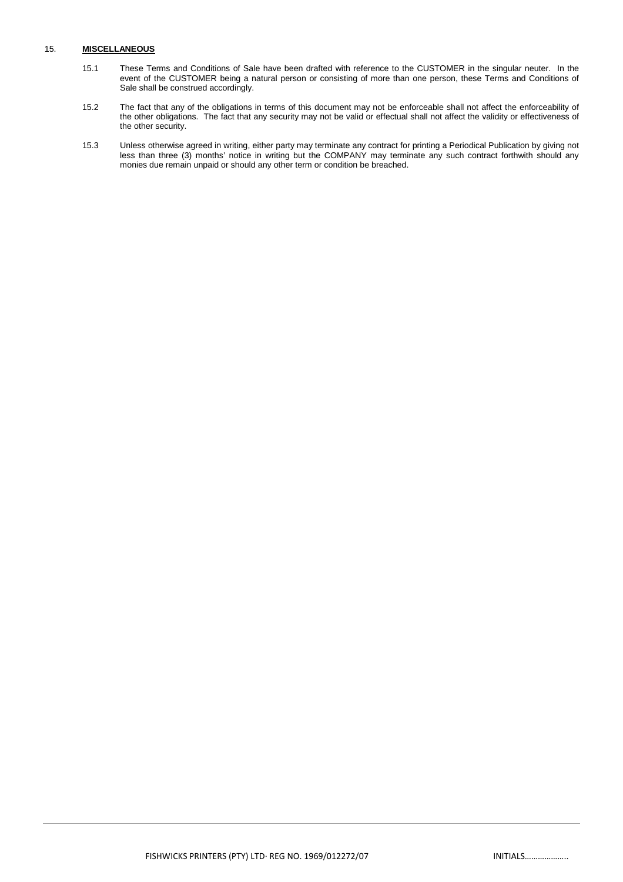## 15. **MISCELLANEOUS**

15.1 These Terms and Conditions of Sale have been drafted with reference to the CUSTOMER in the singular neuter. In the event of the CUSTOMER being a natural person or consisting of more than one person, these Terms and Conditions of Sale shall be construed accordingly.

15.2 The fact that any of the obligations in terms of this document may not be enforceable shall not affect the enforceability of the other obligations. The fact that any security may not be valid or effectual shall not affect the validity or effectiveness of the other security.

15.3 Unless otherwise agreed in writing, either party may terminate any contract for printing a Periodical Publication by giving not less than three (3) months' notice in writing but the COMPANY may terminate any such contract forthwith should any monies due remain unpaid or should any other term or condition be breached.